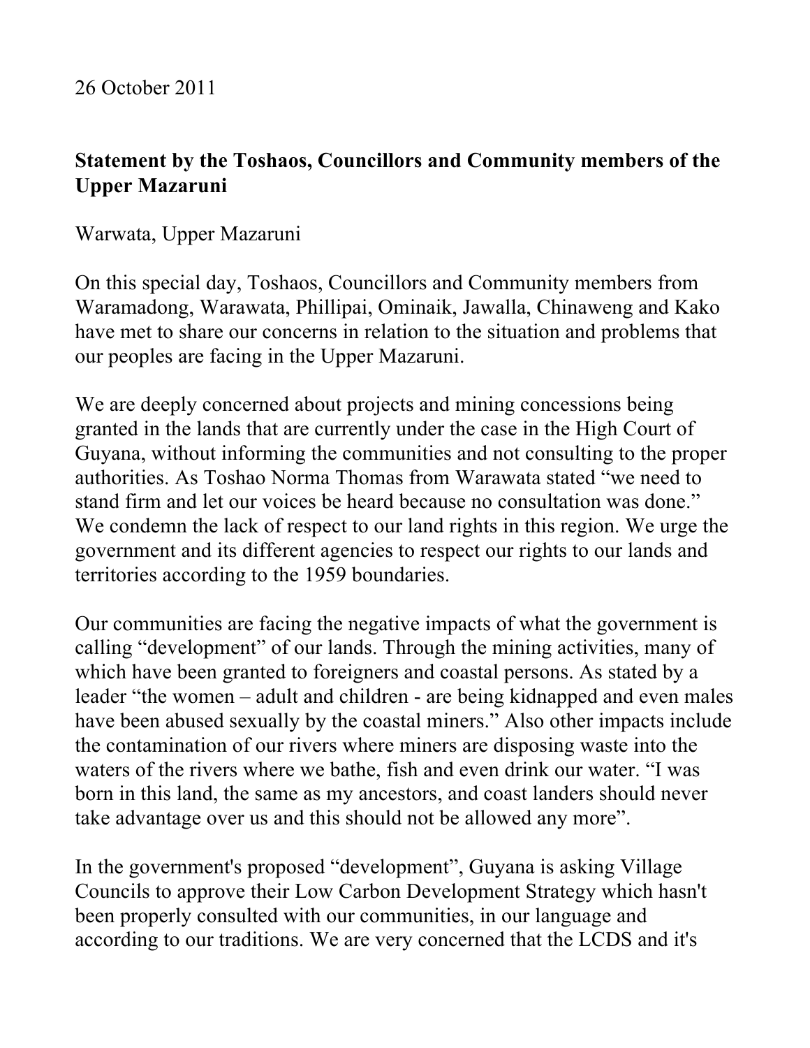26 October 2011

**Statement by the Toshaos, Councillors and Community members of the Upper Mazaruni**

Warwata, Upper Mazaruni

On this special day, Toshaos, Councillors and Community members from Waramadong, Warawata, Phillipai, Ominaik, Jawalla, Chinaweng and Kako have met to share our concerns in relation to the situation and problems that our peoples are facing in the Upper Mazaruni.

We are deeply concerned about projects and mining concessions being granted in the lands that are currently under the case in the High Court of Guyana, without informing the communities and not consulting to the proper authorities. As Toshao Norma Thomas from Warawata stated "we need to stand firm and let our voices be heard because no consultation was done." We condemn the lack of respect to our land rights in this region. We urge the government and its different agencies to respect our rights to our lands and territories according to the 1959 boundaries.

Our communities are facing the negative impacts of what the government is calling "development" of our lands. Through the mining activities, many of which have been granted to foreigners and coastal persons. As stated by a leader "the women – adult and children - are being kidnapped and even males have been abused sexually by the coastal miners." Also other impacts include the contamination of our rivers where miners are disposing waste into the waters of the rivers where we bathe, fish and even drink our water. "I was born in this land, the same as my ancestors, and coast landers should never take advantage over us and this should not be allowed any more".

In the government's proposed "development", Guyana is asking Village Councils to approve their Low Carbon Development Strategy which hasn't been properly consulted with our communities, in our language and according to our traditions. We are very concerned that the LCDS and it's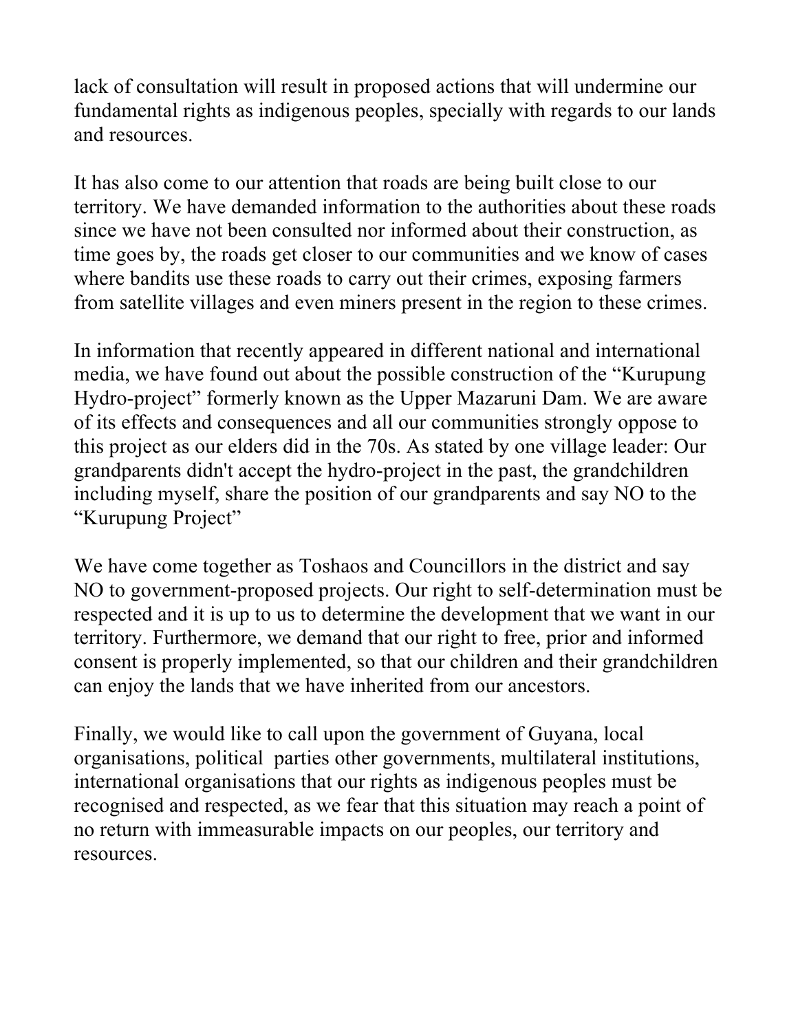lack of consultation will result in proposed actions that will undermine our fundamental rights as indigenous peoples, specially with regards to our lands and resources.

It has also come to our attention that roads are being built close to our territory. We have demanded information to the authorities about these roads since we have not been consulted nor informed about their construction, as time goes by, the roads get closer to our communities and we know of cases where bandits use these roads to carry out their crimes, exposing farmers from satellite villages and even miners present in the region to these crimes.

In information that recently appeared in different national and international media, we have found out about the possible construction of the "Kurupung Hydro-project" formerly known as the Upper Mazaruni Dam. We are aware of its effects and consequences and all our communities strongly oppose to this project as our elders did in the 70s. As stated by one village leader: Our grandparents didn't accept the hydro-project in the past, the grandchildren including myself, share the position of our grandparents and say NO to the "Kurupung Project"

We have come together as Toshaos and Councillors in the district and say NO to government-proposed projects. Our right to self-determination must be respected and it is up to us to determine the development that we want in our territory. Furthermore, we demand that our right to free, prior and informed consent is properly implemented, so that our children and their grandchildren can enjoy the lands that we have inherited from our ancestors.

Finally, we would like to call upon the government of Guyana, local organisations, political parties other governments, multilateral institutions, international organisations that our rights as indigenous peoples must be recognised and respected, as we fear that this situation may reach a point of no return with immeasurable impacts on our peoples, our territory and resources.